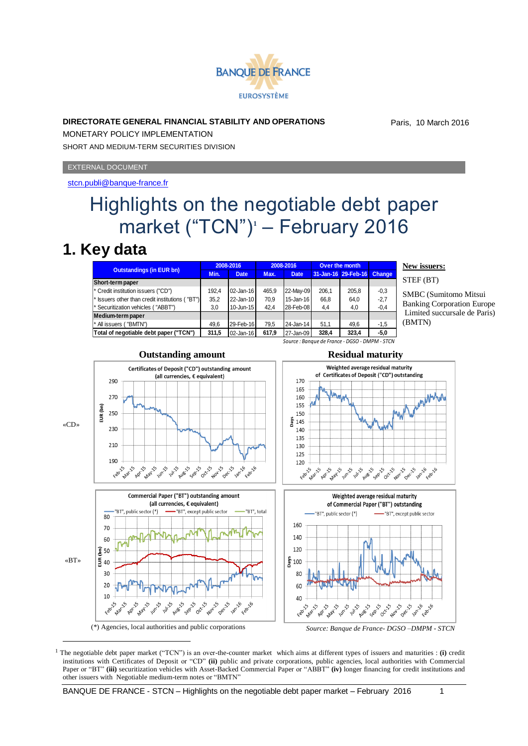BANQUE DE FRANCE
EUROSYSTÈME

**DIRECTORATE GENERAL FINANCIAL STABILITY AND OPERATIONS**

Paris, 10 March 2016

MONETARY POLICY IMPLEMENTATION

SHORT AND MEDIUM-TERM SECURITIES DIVISION

EXTERNAL DOCUMENT

stcn.publi@banque-france.fr

# Highlights on the negotiable debt paper market ("TCN")[1] – February 2016

## 1. Key data

| Outstandings (in EUR bn) | 2008-2016 | | 2008-2016 | | Over the month | | |
|---|---|---|---|---|---|---|---|
| | Min. | Date | Max. | Date | 31-Jan-16 | 29-Feb-16 | Change |
| **Short-term paper** | | | | | | | |
| * Credit institution issuers ("CD") | 192,4 | 02-Jan-16 | 465,9 | 22-May-09 | 206,1 | 205,8 | -0,3 |
| * Issuers other than credit institutions ( "BT") | 35,2 | 22-Jan-10 | 70,9 | 15-Jan-16 | 66,8 | 64,0 | -2,7 |
| * Securitization vehicles ( "ABBT") | 3,0 | 10-Jun-15 | 42,4 | 28-Feb-08 | 4,4 | 4,0 | -0,4 |
| **Medium-term paper** | | | | | | | |
| * All issuers ( "BMTN") | 49,6 | 29-Feb-16 | 79,5 | 24-Jan-14 | 51,1 | 49,6 | -1,5 |
| **Total of negotiable debt paper ("TCN")** | **311,5** | 02-Jan-16 | **617,9** | 27-Jan-09 | **328,4** | **323,4** | **-5,0** |

*Source : Banque de France - DGSO - DMPM - STCN*

**New issuers:**

STEF (BT)

SMBC (Sumitomo Mitsui Banking Corporation Europe Limited succursale de Paris) (BMTN)

**Outstanding amount** | **Residual maturity**

«CD»

Certificates of Deposit ("CD") outstanding amount (all currencies, € equivalent)

Weighted average residual maturity of Certificates of Deposit ("CD") outstanding

«BT»

Commercial Paper ("BT") outstanding amount (all currencies, € equivalent)

Weighted average residual maturity of Commercial Paper ("BT") outstanding

(*) Agencies, local authorities and public corporations

*Source: Banque de France- DGSO –DMPM - STCN*

---

[1] The negotiable debt paper market ("TCN") is an over-the-counter market which aims at different types of issuers and maturities : **(i)** credit institutions with Certificates of Deposit or "CD" **(ii)** public and private corporations, public agencies, local authorities with Commercial Paper or "BT" **(iii)** securitization vehicles with Asset-Backed Commercial Paper or "ABBT" **(iv)** longer financing for credit institutions and other issuers with Negotiable medium-term notes or "BMTN"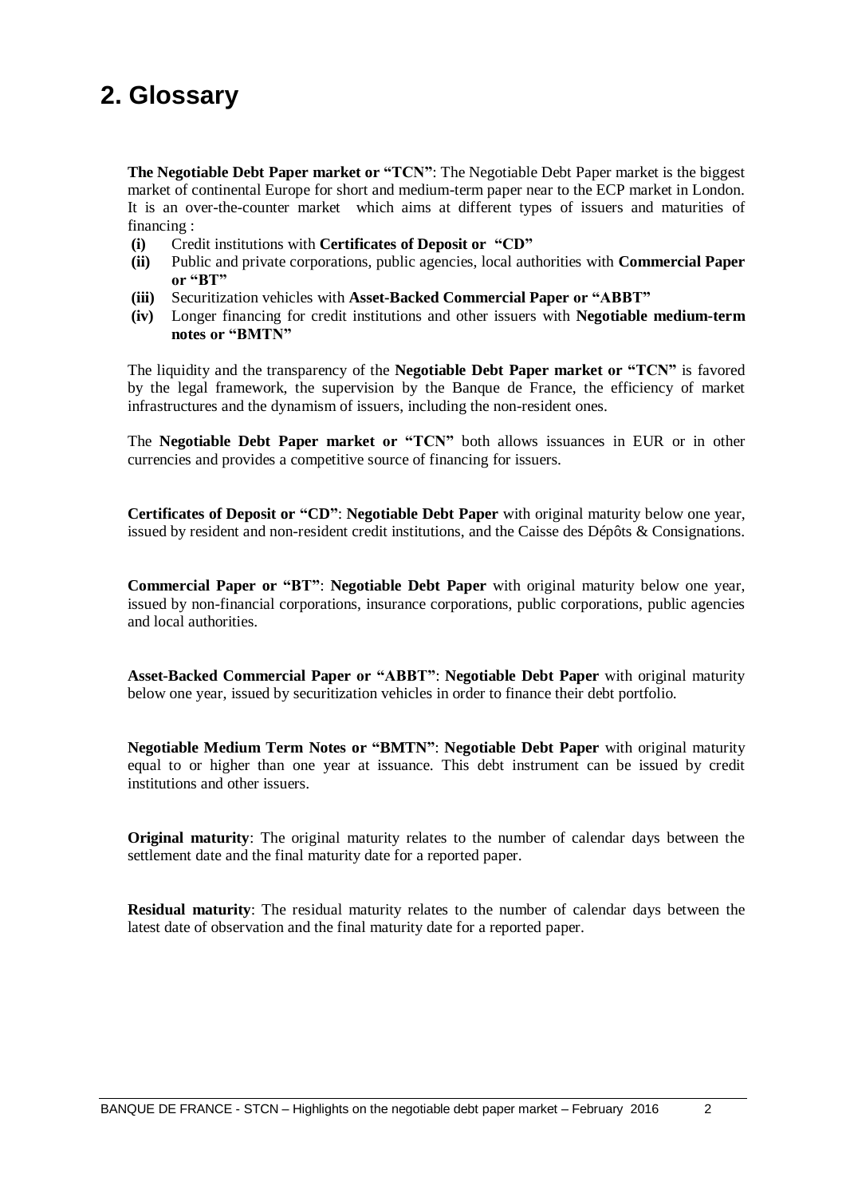# 2. Glossary

**The Negotiable Debt Paper market or "TCN"**: The Negotiable Debt Paper market is the biggest market of continental Europe for short and medium-term paper near to the ECP market in London. It is an over-the-counter market which aims at different types of issuers and maturities of financing :

- **(i)** Credit institutions with **Certificates of Deposit or "CD"**
- **(ii)** Public and private corporations, public agencies, local authorities with **Commercial Paper or "BT"**
- **(iii)** Securitization vehicles with **Asset-Backed Commercial Paper or "ABBT"**
- **(iv)** Longer financing for credit institutions and other issuers with **Negotiable medium-term notes or "BMTN"**

The liquidity and the transparency of the **Negotiable Debt Paper market or "TCN"** is favored by the legal framework, the supervision by the Banque de France, the efficiency of market infrastructures and the dynamism of issuers, including the non-resident ones.

The **Negotiable Debt Paper market or "TCN"** both allows issuances in EUR or in other currencies and provides a competitive source of financing for issuers.

**Certificates of Deposit or "CD"**: **Negotiable Debt Paper** with original maturity below one year, issued by resident and non-resident credit institutions, and the Caisse des Dépôts & Consignations.

**Commercial Paper or "BT"**: **Negotiable Debt Paper** with original maturity below one year, issued by non-financial corporations, insurance corporations, public corporations, public agencies and local authorities.

**Asset-Backed Commercial Paper or "ABBT"**: **Negotiable Debt Paper** with original maturity below one year, issued by securitization vehicles in order to finance their debt portfolio.

**Negotiable Medium Term Notes or "BMTN"**: **Negotiable Debt Paper** with original maturity equal to or higher than one year at issuance. This debt instrument can be issued by credit institutions and other issuers.

**Original maturity**: The original maturity relates to the number of calendar days between the settlement date and the final maturity date for a reported paper.

**Residual maturity**: The residual maturity relates to the number of calendar days between the latest date of observation and the final maturity date for a reported paper.